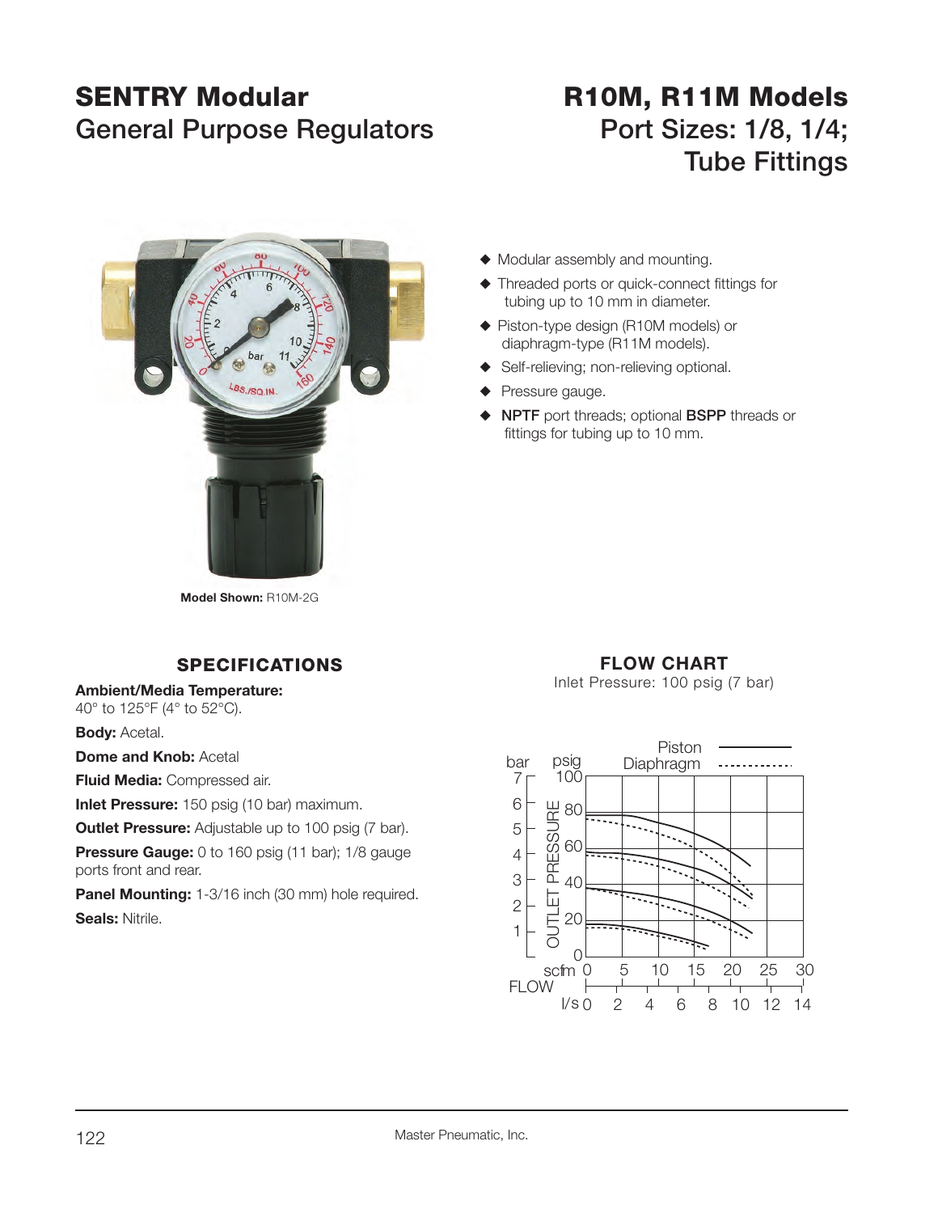# SENTRY Modular
## General Purpose Regulators

# R10M, R11M Models
## Port Sizes: 1/8, 1/4; Tube Fittings

**Model Shown:** R10M-2G

- ◆ Modular assembly and mounting.
- ◆ Threaded ports or quick-connect fittings for tubing up to 10 mm in diameter.
- ◆ Piston-type design (R10M models) or diaphragm-type (R11M models).
- ◆ Self-relieving; non-relieving optional.
- ◆ Pressure gauge.
- ◆ **NPTF** port threads; optional **BSPP** threads or fittings for tubing up to 10 mm.

### SPECIFICATIONS

**Ambient/Media Temperature:**
40° to 125°F (4° to 52°C).

**Body:** Acetal.

**Dome and Knob:** Acetal

**Fluid Media:** Compressed air.

**Inlet Pressure:** 150 psig (10 bar) maximum.

**Outlet Pressure:** Adjustable up to 100 psig (7 bar).

**Pressure Gauge:** 0 to 160 psig (11 bar); 1/8 gauge ports front and rear.

**Panel Mounting:** 1-3/16 inch (30 mm) hole required.

**Seals:** Nitrile.

### FLOW CHART

Inlet Pressure: 100 psig (7 bar)

Piston ——— Diaphragm - - - - -

OUTLET PRESSURE: bar 0–7; psig 0–100

FLOW: scfm 0–30; l/s 0–14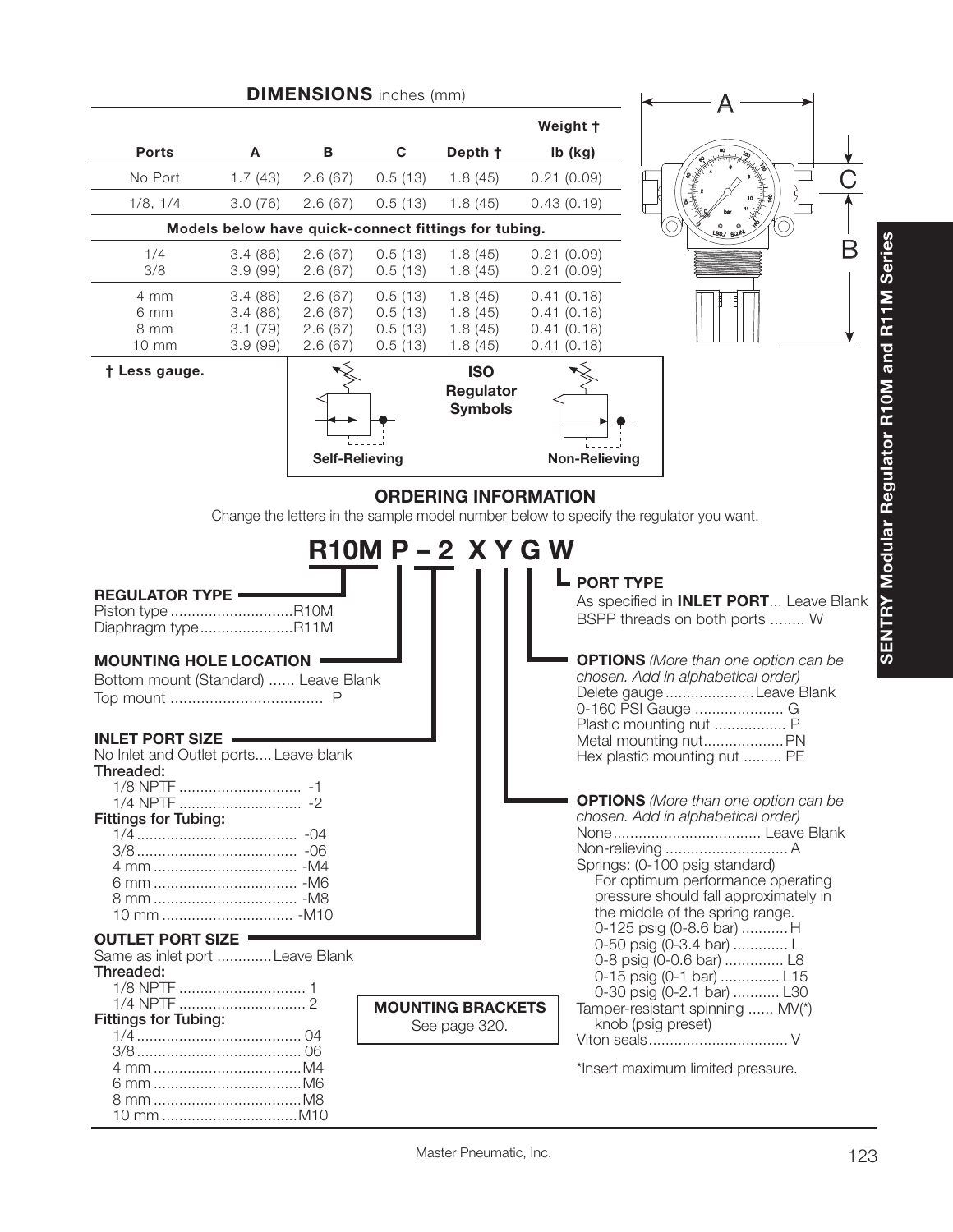## DIMENSIONS inches (mm)

| Ports | A | B | C | Depth † | Weight † lb (kg) |
|---|---|---|---|---|---|
| No Port | 1.7 (43) | 2.6 (67) | 0.5 (13) | 1.8 (45) | 0.21 (0.09) |
| 1/8, 1/4 | 3.0 (76) | 2.6 (67) | 0.5 (13) | 1.8 (45) | 0.43 (0.19) |
| **Models below have quick-connect fittings for tubing.** | | | | | |
| 1/4 | 3.4 (86) | 2.6 (67) | 0.5 (13) | 1.8 (45) | 0.21 (0.09) |
| 3/8 | 3.9 (99) | 2.6 (67) | 0.5 (13) | 1.8 (45) | 0.21 (0.09) |
| 4 mm | 3.4 (86) | 2.6 (67) | 0.5 (13) | 1.8 (45) | 0.41 (0.18) |
| 6 mm | 3.4 (86) | 2.6 (67) | 0.5 (13) | 1.8 (45) | 0.41 (0.18) |
| 8 mm | 3.1 (79) | 2.6 (67) | 0.5 (13) | 1.8 (45) | 0.41 (0.18) |
| 10 mm | 3.9 (99) | 2.6 (67) | 0.5 (13) | 1.8 (45) | 0.41 (0.18) |

**† Less gauge.**

A

B

C

**ISO Regulator Symbols**

**Self-Relieving** **Non-Relieving**

## ORDERING INFORMATION

Change the letters in the sample model number below to specify the regulator you want.

# R10M P – 2 X Y G W

**REGULATOR TYPE**
Piston type ............................R10M
Diaphragm type......................R11M

**MOUNTING HOLE LOCATION**
Bottom mount (Standard) ...... Leave Blank
Top mount ................................... P

**INLET PORT SIZE**
No Inlet and Outlet ports.... Leave blank
**Threaded:**
1/8 NPTF ............................ -1
1/4 NPTF ............................ -2
**Fittings for Tubing:**
1/4...................................... -04
3/8...................................... -06
4 mm .................................. -M4
6 mm .................................. -M6
8 mm .................................. -M8
10 mm ............................... -M10

**OUTLET PORT SIZE**
Same as inlet port .............Leave Blank
**Threaded:**
1/8 NPTF ............................. 1
1/4 NPTF ............................. 2
**Fittings for Tubing:**
1/4....................................... 04
3/8....................................... 06
4 mm ...................................M4
6 mm ...................................M6
8 mm ...................................M8
10 mm ................................M10

**MOUNTING BRACKETS**
See page 320.

**PORT TYPE**
As specified in **INLET PORT**... Leave Blank
BSPP threads on both ports ........ W

**OPTIONS** *(More than one option can be chosen. Add in alphabetical order)*
Delete gauge .....................Leave Blank
0-160 PSI Gauge ..................... G
Plastic mounting nut ................. P
Metal mounting nut...................PN
Hex plastic mounting nut ......... PE

**OPTIONS** *(More than one option can be chosen. Add in alphabetical order)*
None................................... Leave Blank
Non-relieving ............................. A
Springs: (0-100 psig standard)
For optimum performance operating pressure should fall approximately in the middle of the spring range.
0-125 psig (0-8.6 bar) ........... H
0-50 psig (0-3.4 bar) ............. L
0-8 psig (0-0.6 bar) .............. L8
0-15 psig (0-1 bar) .............. L15
0-30 psig (0-2.1 bar) ........... L30
Tamper-resistant spinning ...... MV(*)
knob (psig preset)
Viton seals................................. V

*Insert maximum limited pressure.